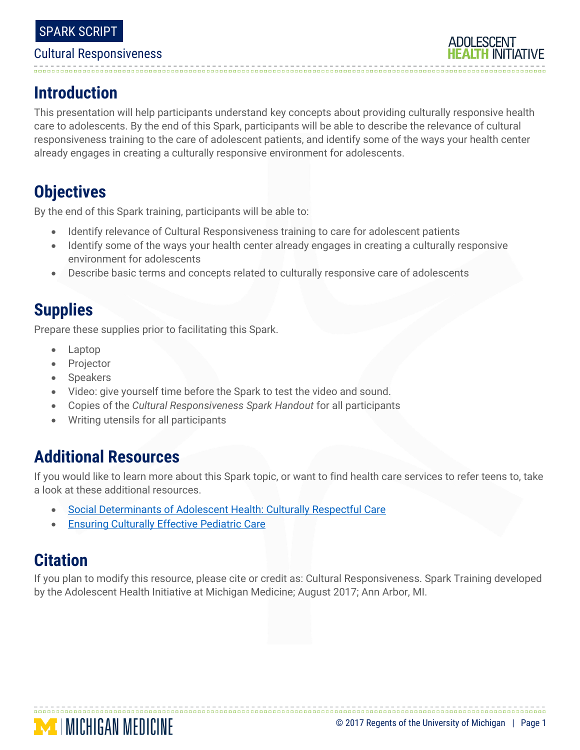SPARK SCRIPT

Cultural Responsiveness

## Introduction

This presentation will help participants understand key concepts about providing culturally responsive health care to adolescents. By the end of this Spark, participants will be able to describe the relevance of cultural responsiveness training to the care of adolescent patients, and identify some of the ways your health center already engages in creating a culturally responsive environment for adolescents.

## Objectives

By the end of this Spark training, participants will be able to:

- Identify relevance of Cultural Responsiveness training to care for adolescent patients
- Identify some of the ways your health center already engages in creating a culturally responsive environment for adolescents
- Describe basic terms and concepts related to culturally responsive care of adolescents

## Supplies

Prepare these supplies prior to facilitating this Spark.

- Laptop
- Projector
- Speakers
- Video: give yourself time before the Spark to test the video and sound.
- Copies of the *Cultural Responsiveness Spark Handout* for all participants
- Writing utensils for all participants

## Additional Resources

If you would like to learn more about this Spark topic, or want to find health care services to refer teens to, take a look at these additional resources.

- Social Determinants of Adolescent Health: Culturally Respectful Care
- Ensuring Culturally Effective Pediatric Care

## Citation

If you plan to modify this resource, please cite or credit as: Cultural Responsiveness. Spark Training developed by the Adolescent Health Initiative at Michigan Medicine; August 2017; Ann Arbor, MI.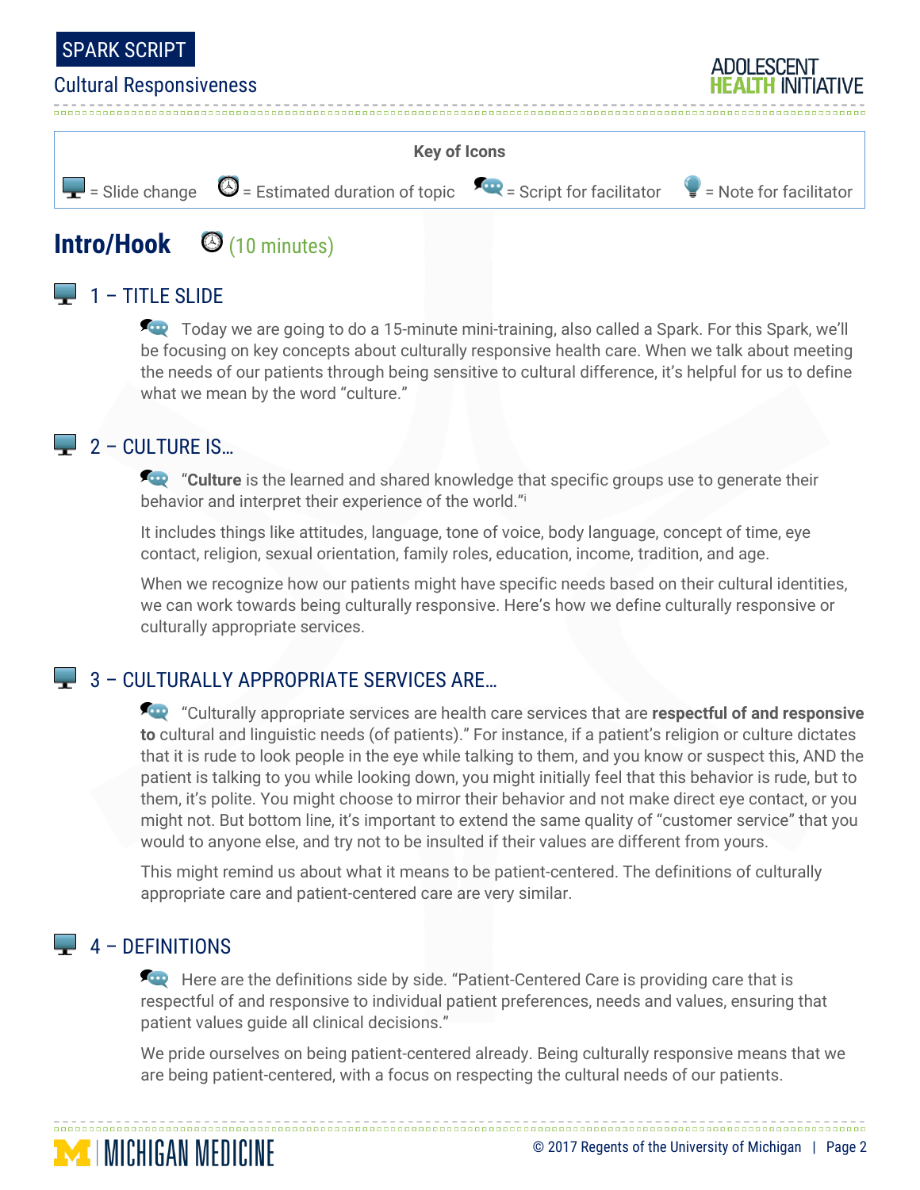**Key of Icons**

= Slide change = Estimated duration of topic = Script for facilitator = Note for facilitator

## Intro/Hook (10 minutes)

### 1 – TITLE SLIDE

Today we are going to do a 15-minute mini-training, also called a Spark. For this Spark, we'll be focusing on key concepts about culturally responsive health care. When we talk about meeting the needs of our patients through being sensitive to cultural difference, it's helpful for us to define what we mean by the word "culture."

### 2 – CULTURE IS…

"**Culture** is the learned and shared knowledge that specific groups use to generate their behavior and interpret their experience of the world."[i]

It includes things like attitudes, language, tone of voice, body language, concept of time, eye contact, religion, sexual orientation, family roles, education, income, tradition, and age.

When we recognize how our patients might have specific needs based on their cultural identities, we can work towards being culturally responsive. Here's how we define culturally responsive or culturally appropriate services.

### 3 – CULTURALLY APPROPRIATE SERVICES ARE…

"Culturally appropriate services are health care services that are **respectful of and responsive to** cultural and linguistic needs (of patients)." For instance, if a patient's religion or culture dictates that it is rude to look people in the eye while talking to them, and you know or suspect this, AND the patient is talking to you while looking down, you might initially feel that this behavior is rude, but to them, it's polite. You might choose to mirror their behavior and not make direct eye contact, or you might not. But bottom line, it's important to extend the same quality of "customer service" that you would to anyone else, and try not to be insulted if their values are different from yours.

This might remind us about what it means to be patient-centered. The definitions of culturally appropriate care and patient-centered care are very similar.

### 4 – DEFINITIONS

Here are the definitions side by side. "Patient-Centered Care is providing care that is respectful of and responsive to individual patient preferences, needs and values, ensuring that patient values guide all clinical decisions."

We pride ourselves on being patient-centered already. Being culturally responsive means that we are being patient-centered, with a focus on respecting the cultural needs of our patients.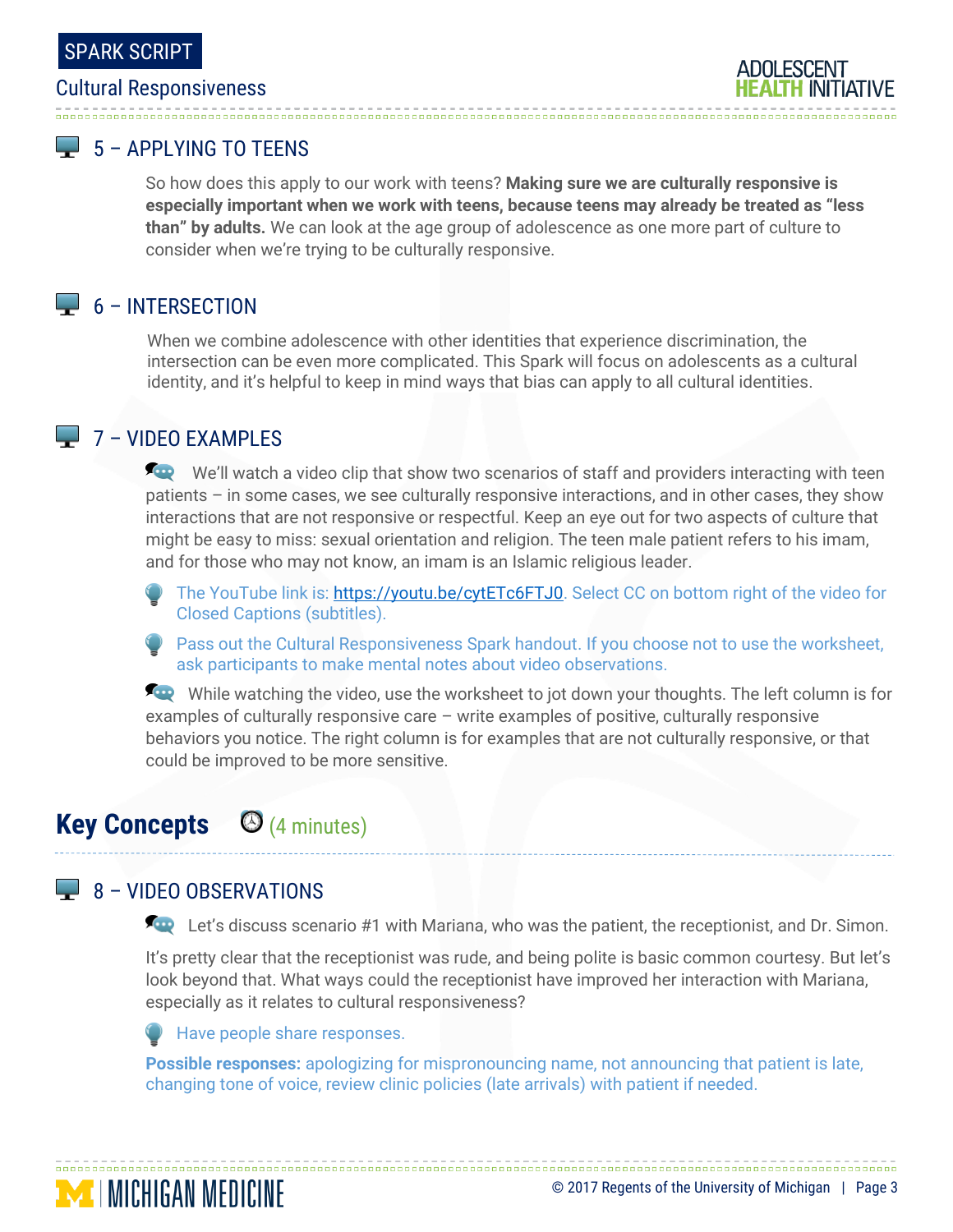### 5 – APPLYING TO TEENS

So how does this apply to our work with teens? **Making sure we are culturally responsive is especially important when we work with teens, because teens may already be treated as "less than" by adults.** We can look at the age group of adolescence as one more part of culture to consider when we're trying to be culturally responsive.

### 6 – INTERSECTION

When we combine adolescence with other identities that experience discrimination, the intersection can be even more complicated. This Spark will focus on adolescents as a cultural identity, and it's helpful to keep in mind ways that bias can apply to all cultural identities.

### 7 – VIDEO EXAMPLES

We'll watch a video clip that show two scenarios of staff and providers interacting with teen patients – in some cases, we see culturally responsive interactions, and in other cases, they show interactions that are not responsive or respectful. Keep an eye out for two aspects of culture that might be easy to miss: sexual orientation and religion. The teen male patient refers to his imam, and for those who may not know, an imam is an Islamic religious leader.

- The YouTube link is: https://youtu.be/cytETc6FTJ0. Select CC on bottom right of the video for Closed Captions (subtitles).
- Pass out the Cultural Responsiveness Spark handout. If you choose not to use the worksheet, ask participants to make mental notes about video observations.

While watching the video, use the worksheet to jot down your thoughts. The left column is for examples of culturally responsive care – write examples of positive, culturally responsive behaviors you notice. The right column is for examples that are not culturally responsive, or that could be improved to be more sensitive.

## Key Concepts (4 minutes)

### 8 – VIDEO OBSERVATIONS

Let's discuss scenario #1 with Mariana, who was the patient, the receptionist, and Dr. Simon.

It's pretty clear that the receptionist was rude, and being polite is basic common courtesy. But let's look beyond that. What ways could the receptionist have improved her interaction with Mariana, especially as it relates to cultural responsiveness?

- Have people share responses.

**Possible responses:** apologizing for mispronouncing name, not announcing that patient is late, changing tone of voice, review clinic policies (late arrivals) with patient if needed.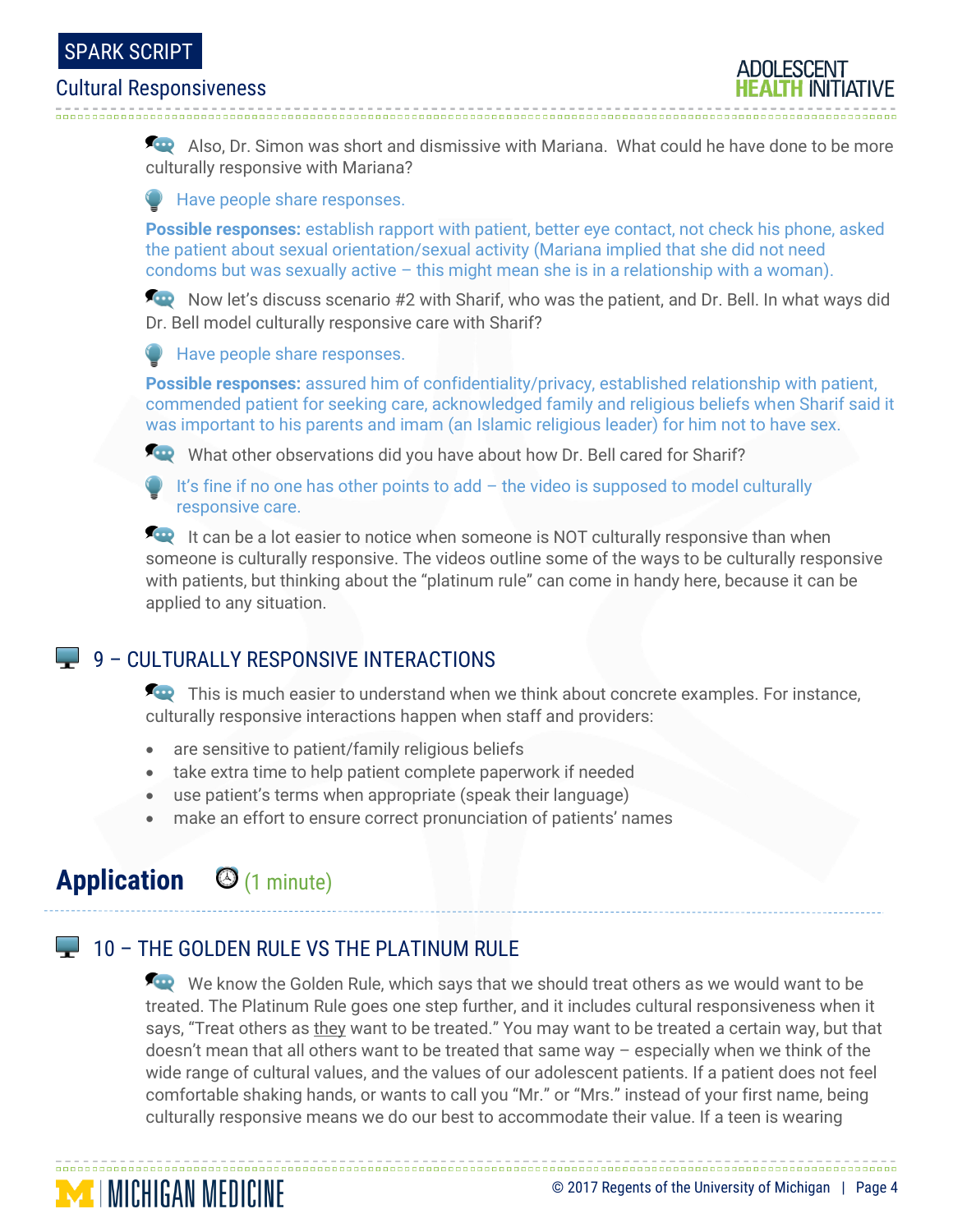Also, Dr. Simon was short and dismissive with Mariana. What could he have done to be more culturally responsive with Mariana?

Have people share responses.

**Possible responses:** establish rapport with patient, better eye contact, not check his phone, asked the patient about sexual orientation/sexual activity (Mariana implied that she did not need condoms but was sexually active – this might mean she is in a relationship with a woman).

Now let's discuss scenario #2 with Sharif, who was the patient, and Dr. Bell. In what ways did Dr. Bell model culturally responsive care with Sharif?

Have people share responses.

**Possible responses:** assured him of confidentiality/privacy, established relationship with patient, commended patient for seeking care, acknowledged family and religious beliefs when Sharif said it was important to his parents and imam (an Islamic religious leader) for him not to have sex.

What other observations did you have about how Dr. Bell cared for Sharif?

It's fine if no one has other points to add – the video is supposed to model culturally responsive care.

It can be a lot easier to notice when someone is NOT culturally responsive than when someone is culturally responsive. The videos outline some of the ways to be culturally responsive with patients, but thinking about the "platinum rule" can come in handy here, because it can be applied to any situation.

### 9 – CULTURALLY RESPONSIVE INTERACTIONS

This is much easier to understand when we think about concrete examples. For instance, culturally responsive interactions happen when staff and providers:

- are sensitive to patient/family religious beliefs
- take extra time to help patient complete paperwork if needed
- use patient's terms when appropriate (speak their language)
- make an effort to ensure correct pronunciation of patients' names

## Application (1 minute)

### 10 – THE GOLDEN RULE VS THE PLATINUM RULE

We know the Golden Rule, which says that we should treat others as we would want to be treated. The Platinum Rule goes one step further, and it includes cultural responsiveness when it says, "Treat others as they want to be treated." You may want to be treated a certain way, but that doesn't mean that all others want to be treated that same way – especially when we think of the wide range of cultural values, and the values of our adolescent patients. If a patient does not feel comfortable shaking hands, or wants to call you "Mr." or "Mrs." instead of your first name, being culturally responsive means we do our best to accommodate their value. If a teen is wearing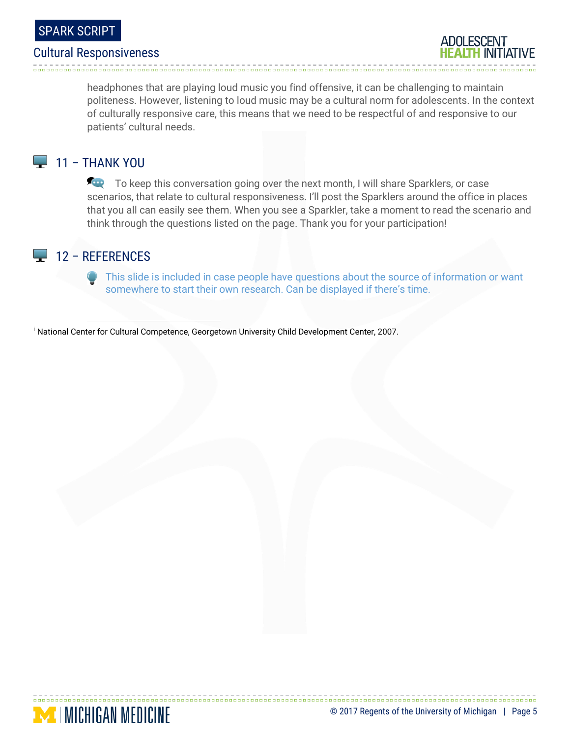headphones that are playing loud music you find offensive, it can be challenging to maintain politeness. However, listening to loud music may be a cultural norm for adolescents. In the context of culturally responsive care, this means that we need to be respectful of and responsive to our patients' cultural needs.

## 11 – THANK YOU

To keep this conversation going over the next month, I will share Sparklers, or case scenarios, that relate to cultural responsiveness. I'll post the Sparklers around the office in places that you all can easily see them. When you see a Sparkler, take a moment to read the scenario and think through the questions listed on the page. Thank you for your participation!

## 12 – REFERENCES

This slide is included in case people have questions about the source of information or want somewhere to start their own research. Can be displayed if there's time.

---

[i] National Center for Cultural Competence, Georgetown University Child Development Center, 2007.